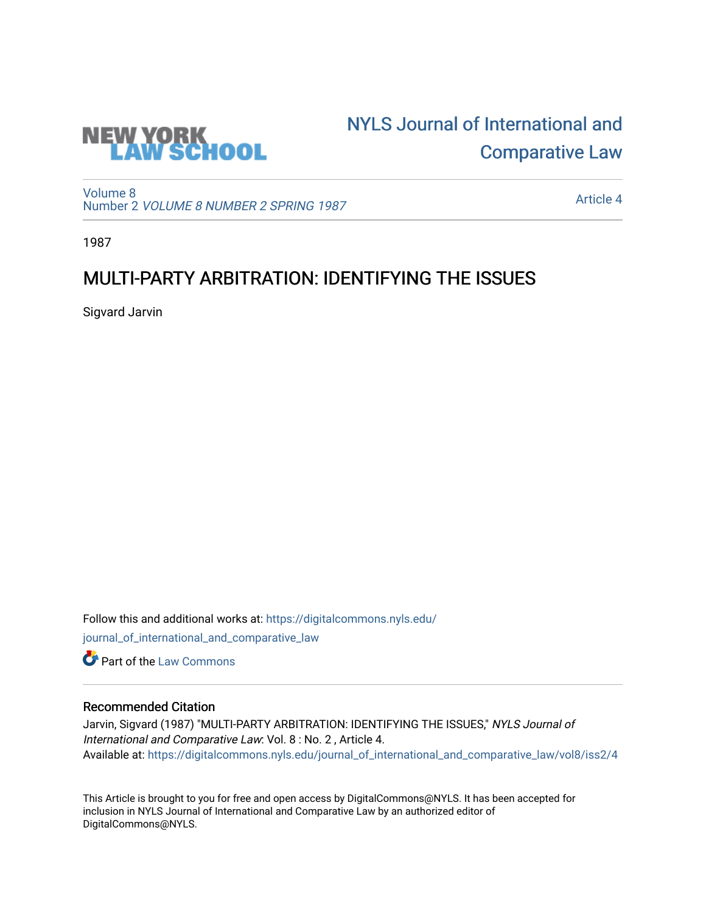NEW YORK LAW SCHOOL

# NYLS Journal of International and Comparative Law

Volume 8
Number 2 *VOLUME 8 NUMBER 2 SPRING 1987*

Article 4

1987

## MULTI-PARTY ARBITRATION: IDENTIFYING THE ISSUES

Sigvard Jarvin

Follow this and additional works at: https://digitalcommons.nyls.edu/journal_of_international_and_comparative_law

Part of the Law Commons

### Recommended Citation

Jarvin, Sigvard (1987) "MULTI-PARTY ARBITRATION: IDENTIFYING THE ISSUES," *NYLS Journal of International and Comparative Law*: Vol. 8 : No. 2 , Article 4.
Available at: https://digitalcommons.nyls.edu/journal_of_international_and_comparative_law/vol8/iss2/4

This Article is brought to you for free and open access by DigitalCommons@NYLS. It has been accepted for inclusion in NYLS Journal of International and Comparative Law by an authorized editor of DigitalCommons@NYLS.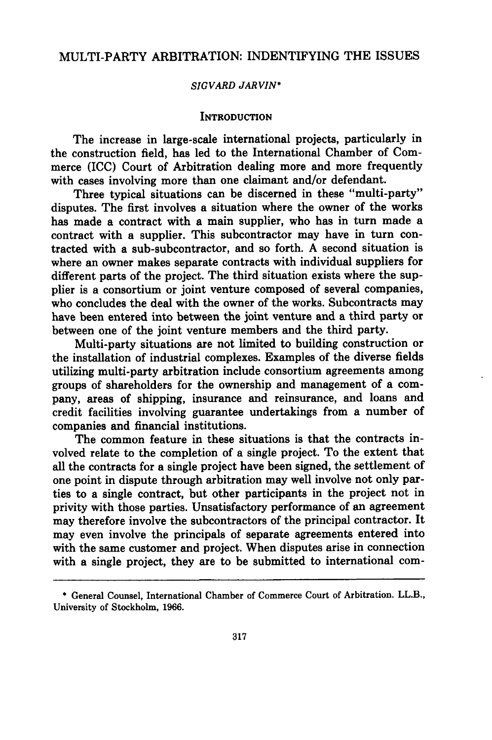# MULTI-PARTY ARBITRATION: INDENTIFYING THE ISSUES

*SIGVARD JARVIN*\*

## INTRODUCTION

The increase in large-scale international projects, particularly in the construction field, has led to the International Chamber of Commerce (ICC) Court of Arbitration dealing more and more frequently with cases involving more than one claimant and/or defendant.

Three typical situations can be discerned in these "multi-party" disputes. The first involves a situation where the owner of the works has made a contract with a main supplier, who has in turn made a contract with a supplier. This subcontractor may have in turn contracted with a sub-subcontractor, and so forth. A second situation is where an owner makes separate contracts with individual suppliers for different parts of the project. The third situation exists where the supplier is a consortium or joint venture composed of several companies, who concludes the deal with the owner of the works. Subcontracts may have been entered into between the joint venture and a third party or between one of the joint venture members and the third party.

Multi-party situations are not limited to building construction or the installation of industrial complexes. Examples of the diverse fields utilizing multi-party arbitration include consortium agreements among groups of shareholders for the ownership and management of a company, areas of shipping, insurance and reinsurance, and loans and credit facilities involving guarantee undertakings from a number of companies and financial institutions.

The common feature in these situations is that the contracts involved relate to the completion of a single project. To the extent that all the contracts for a single project have been signed, the settlement of one point in dispute through arbitration may well involve not only parties to a single contract, but other participants in the project not in privity with those parties. Unsatisfactory performance of an agreement may therefore involve the subcontractors of the principal contractor. It may even involve the principals of separate agreements entered into with the same customer and project. When disputes arise in connection with a single project, they are to be submitted to international com-

---

\* General Counsel, International Chamber of Commerce Court of Arbitration. LL.B., University of Stockholm, 1966.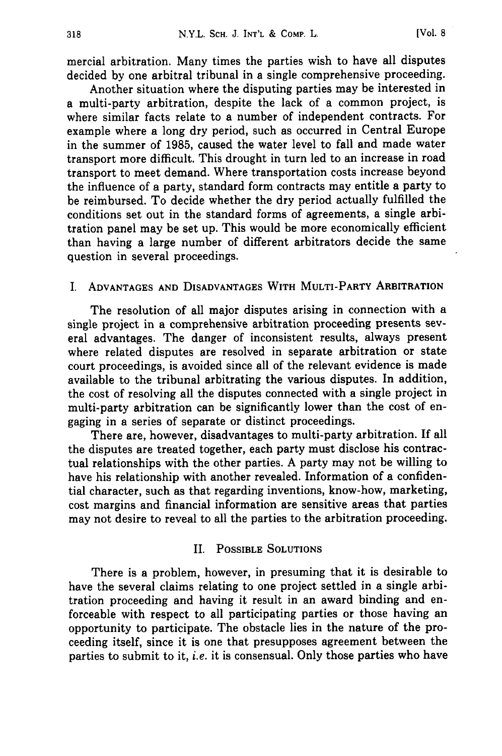mercial arbitration. Many times the parties wish to have all disputes decided by one arbitral tribunal in a single comprehensive proceeding.

Another situation where the disputing parties may be interested in a multi-party arbitration, despite the lack of a common project, is where similar facts relate to a number of independent contracts. For example where a long dry period, such as occurred in Central Europe in the summer of 1985, caused the water level to fall and made water transport more difficult. This drought in turn led to an increase in road transport to meet demand. Where transportation costs increase beyond the influence of a party, standard form contracts may entitle a party to be reimbursed. To decide whether the dry period actually fulfilled the conditions set out in the standard forms of agreements, a single arbitration panel may be set up. This would be more economically efficient than having a large number of different arbitrators decide the same question in several proceedings.

## I. Advantages and Disadvantages With Multi-Party Arbitration

The resolution of all major disputes arising in connection with a single project in a comprehensive arbitration proceeding presents several advantages. The danger of inconsistent results, always present where related disputes are resolved in separate arbitration or state court proceedings, is avoided since all of the relevant evidence is made available to the tribunal arbitrating the various disputes. In addition, the cost of resolving all the disputes connected with a single project in multi-party arbitration can be significantly lower than the cost of engaging in a series of separate or distinct proceedings.

There are, however, disadvantages to multi-party arbitration. If all the disputes are treated together, each party must disclose his contractual relationships with the other parties. A party may not be willing to have his relationship with another revealed. Information of a confidential character, such as that regarding inventions, know-how, marketing, cost margins and financial information are sensitive areas that parties may not desire to reveal to all the parties to the arbitration proceeding.

## II. Possible Solutions

There is a problem, however, in presuming that it is desirable to have the several claims relating to one project settled in a single arbitration proceeding and having it result in an award binding and enforceable with respect to all participating parties or those having an opportunity to participate. The obstacle lies in the nature of the proceeding itself, since it is one that presupposes agreement between the parties to submit to it, *i.e.* it is consensual. Only those parties who have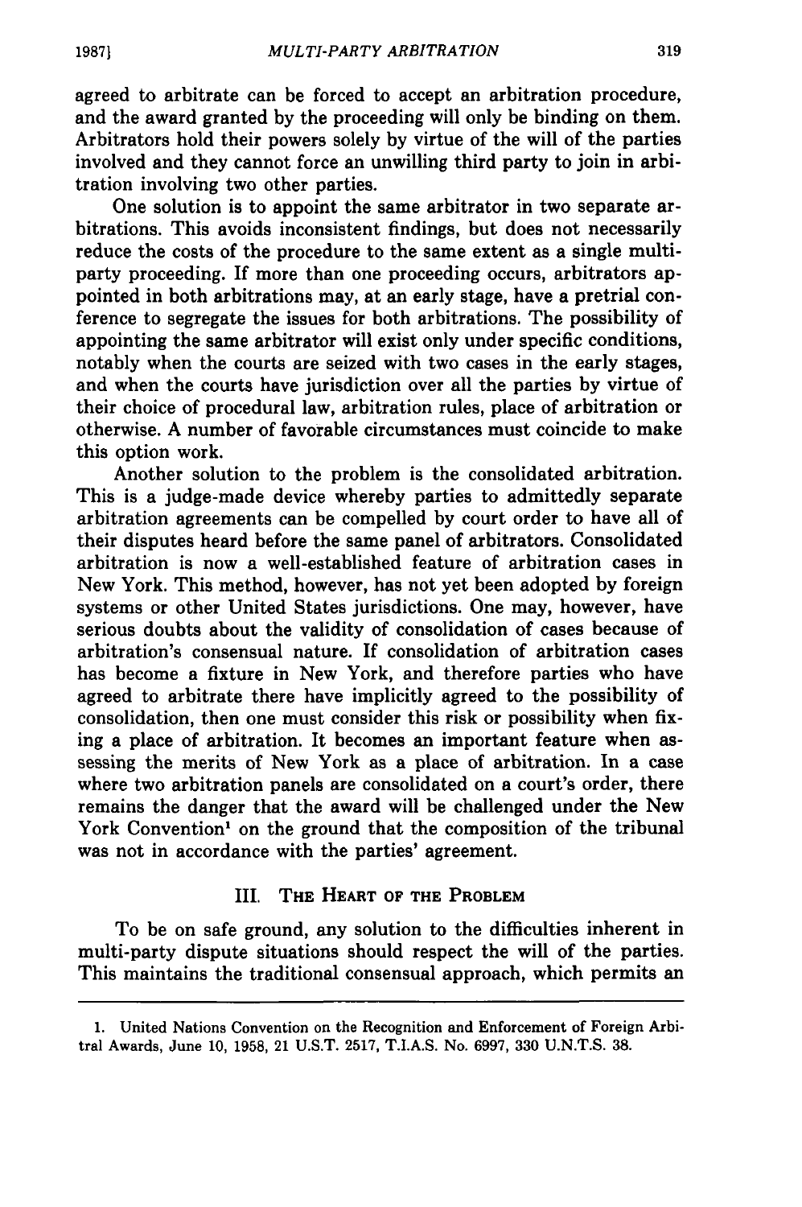agreed to arbitrate can be forced to accept an arbitration procedure, and the award granted by the proceeding will only be binding on them. Arbitrators hold their powers solely by virtue of the will of the parties involved and they cannot force an unwilling third party to join in arbitration involving two other parties.

One solution is to appoint the same arbitrator in two separate arbitrations. This avoids inconsistent findings, but does not necessarily reduce the costs of the procedure to the same extent as a single multiparty proceeding. If more than one proceeding occurs, arbitrators appointed in both arbitrations may, at an early stage, have a pretrial conference to segregate the issues for both arbitrations. The possibility of appointing the same arbitrator will exist only under specific conditions, notably when the courts are seized with two cases in the early stages, and when the courts have jurisdiction over all the parties by virtue of their choice of procedural law, arbitration rules, place of arbitration or otherwise. A number of favorable circumstances must coincide to make this option work.

Another solution to the problem is the consolidated arbitration. This is a judge-made device whereby parties to admittedly separate arbitration agreements can be compelled by court order to have all of their disputes heard before the same panel of arbitrators. Consolidated arbitration is now a well-established feature of arbitration cases in New York. This method, however, has not yet been adopted by foreign systems or other United States jurisdictions. One may, however, have serious doubts about the validity of consolidation of cases because of arbitration's consensual nature. If consolidation of arbitration cases has become a fixture in New York, and therefore parties who have agreed to arbitrate there have implicitly agreed to the possibility of consolidation, then one must consider this risk or possibility when fixing a place of arbitration. It becomes an important feature when assessing the merits of New York as a place of arbitration. In a case where two arbitration panels are consolidated on a court's order, there remains the danger that the award will be challenged under the New York Convention[1] on the ground that the composition of the tribunal was not in accordance with the parties' agreement.

## III. The Heart of the Problem

To be on safe ground, any solution to the difficulties inherent in multi-party dispute situations should respect the will of the parties. This maintains the traditional consensual approach, which permits an

---

1. United Nations Convention on the Recognition and Enforcement of Foreign Arbitral Awards, June 10, 1958, 21 U.S.T. 2517, T.I.A.S. No. 6997, 330 U.N.T.S. 38.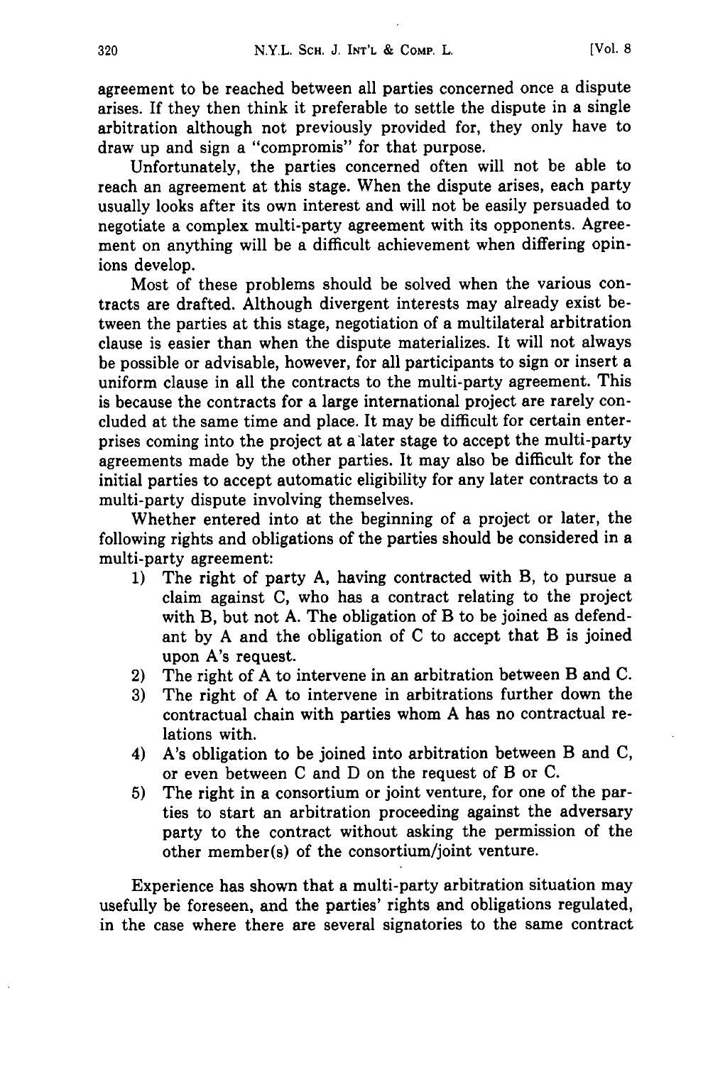agreement to be reached between all parties concerned once a dispute arises. If they then think it preferable to settle the dispute in a single arbitration although not previously provided for, they only have to draw up and sign a "compromis" for that purpose.

Unfortunately, the parties concerned often will not be able to reach an agreement at this stage. When the dispute arises, each party usually looks after its own interest and will not be easily persuaded to negotiate a complex multi-party agreement with its opponents. Agreement on anything will be a difficult achievement when differing opinions develop.

Most of these problems should be solved when the various contracts are drafted. Although divergent interests may already exist between the parties at this stage, negotiation of a multilateral arbitration clause is easier than when the dispute materializes. It will not always be possible or advisable, however, for all participants to sign or insert a uniform clause in all the contracts to the multi-party agreement. This is because the contracts for a large international project are rarely concluded at the same time and place. It may be difficult for certain enterprises coming into the project at a later stage to accept the multi-party agreements made by the other parties. It may also be difficult for the initial parties to accept automatic eligibility for any later contracts to a multi-party dispute involving themselves.

Whether entered into at the beginning of a project or later, the following rights and obligations of the parties should be considered in a multi-party agreement:

1) The right of party A, having contracted with B, to pursue a claim against C, who has a contract relating to the project with B, but not A. The obligation of B to be joined as defendant by A and the obligation of C to accept that B is joined upon A's request.
2) The right of A to intervene in an arbitration between B and C.
3) The right of A to intervene in arbitrations further down the contractual chain with parties whom A has no contractual relations with.
4) A's obligation to be joined into arbitration between B and C, or even between C and D on the request of B or C.
5) The right in a consortium or joint venture, for one of the parties to start an arbitration proceeding against the adversary party to the contract without asking the permission of the other member(s) of the consortium/joint venture.

Experience has shown that a multi-party arbitration situation may usefully be foreseen, and the parties' rights and obligations regulated, in the case where there are several signatories to the same contract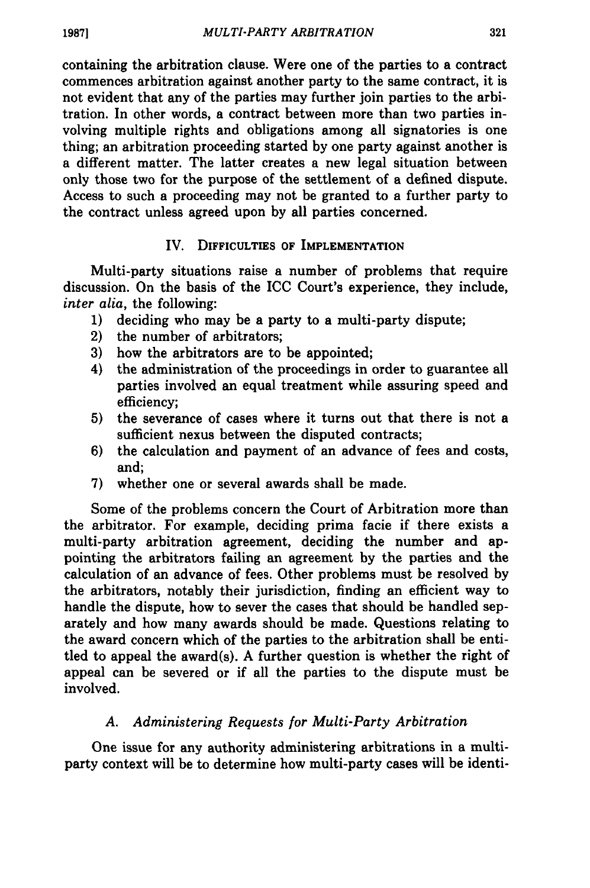containing the arbitration clause. Were one of the parties to a contract commences arbitration against another party to the same contract, it is not evident that any of the parties may further join parties to the arbitration. In other words, a contract between more than two parties involving multiple rights and obligations among all signatories is one thing; an arbitration proceeding started by one party against another is a different matter. The latter creates a new legal situation between only those two for the purpose of the settlement of a defined dispute. Access to such a proceeding may not be granted to a further party to the contract unless agreed upon by all parties concerned.

## IV. Difficulties of Implementation

Multi-party situations raise a number of problems that require discussion. On the basis of the ICC Court's experience, they include, *inter alia*, the following:

1) deciding who may be a party to a multi-party dispute;
2) the number of arbitrators;
3) how the arbitrators are to be appointed;
4) the administration of the proceedings in order to guarantee all parties involved an equal treatment while assuring speed and efficiency;
5) the severance of cases where it turns out that there is not a sufficient nexus between the disputed contracts;
6) the calculation and payment of an advance of fees and costs, and;
7) whether one or several awards shall be made.

Some of the problems concern the Court of Arbitration more than the arbitrator. For example, deciding prima facie if there exists a multi-party arbitration agreement, deciding the number and appointing the arbitrators failing an agreement by the parties and the calculation of an advance of fees. Other problems must be resolved by the arbitrators, notably their jurisdiction, finding an efficient way to handle the dispute, how to sever the cases that should be handled separately and how many awards should be made. Questions relating to the award concern which of the parties to the arbitration shall be entitled to appeal the award(s). A further question is whether the right of appeal can be severed or if all the parties to the dispute must be involved.

### A. *Administering Requests for Multi-Party Arbitration*

One issue for any authority administering arbitrations in a multi-party context will be to determine how multi-party cases will be identi-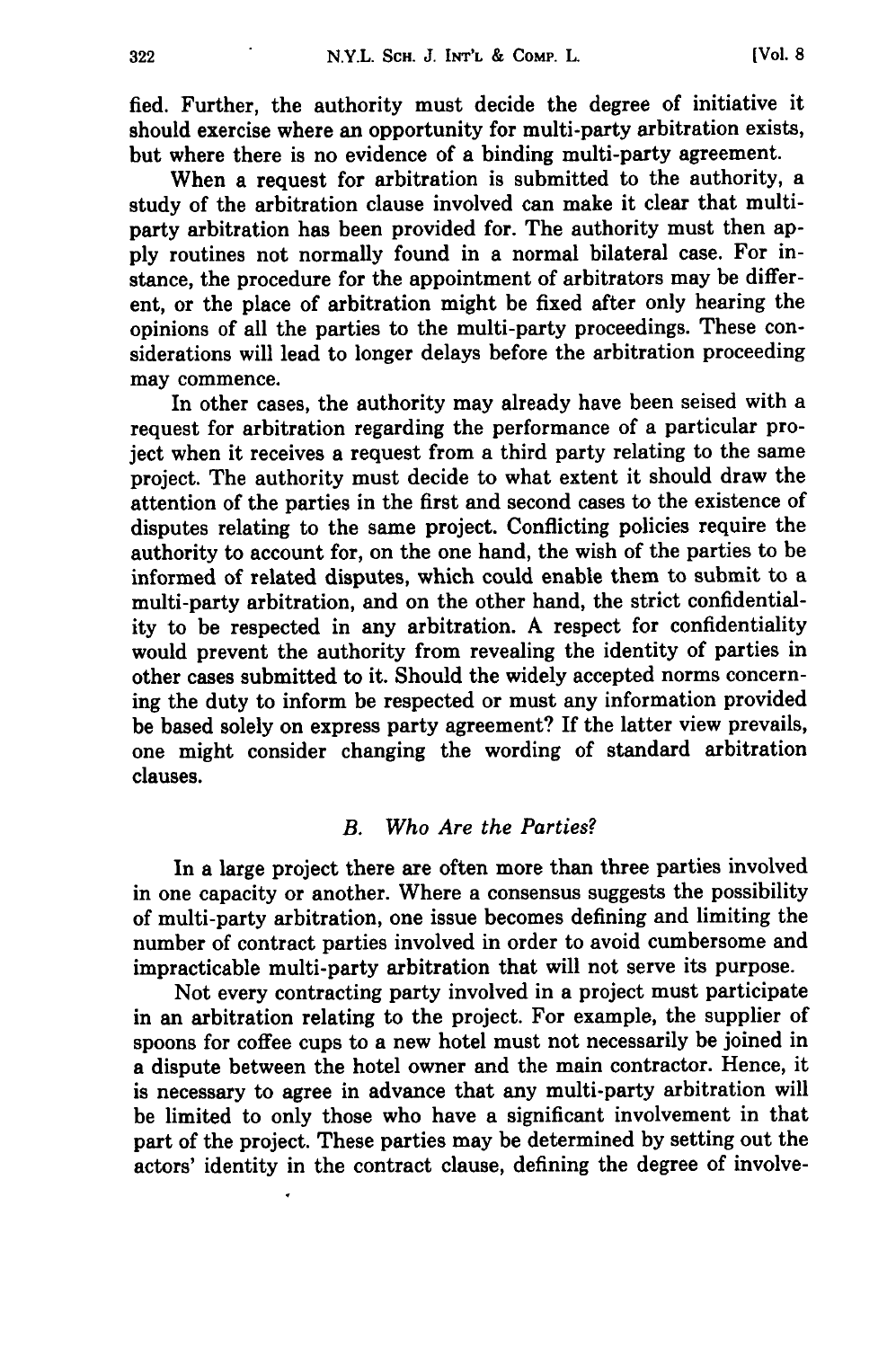fied. Further, the authority must decide the degree of initiative it should exercise where an opportunity for multi-party arbitration exists, but where there is no evidence of a binding multi-party agreement.

When a request for arbitration is submitted to the authority, a study of the arbitration clause involved can make it clear that multi-party arbitration has been provided for. The authority must then apply routines not normally found in a normal bilateral case. For instance, the procedure for the appointment of arbitrators may be different, or the place of arbitration might be fixed after only hearing the opinions of all the parties to the multi-party proceedings. These considerations will lead to longer delays before the arbitration proceeding may commence.

In other cases, the authority may already have been seised with a request for arbitration regarding the performance of a particular project when it receives a request from a third party relating to the same project. The authority must decide to what extent it should draw the attention of the parties in the first and second cases to the existence of disputes relating to the same project. Conflicting policies require the authority to account for, on the one hand, the wish of the parties to be informed of related disputes, which could enable them to submit to a multi-party arbitration, and on the other hand, the strict confidentiality to be respected in any arbitration. A respect for confidentiality would prevent the authority from revealing the identity of parties in other cases submitted to it. Should the widely accepted norms concerning the duty to inform be respected or must any information provided be based solely on express party agreement? If the latter view prevails, one might consider changing the wording of standard arbitration clauses.

### *B. Who Are the Parties?*

In a large project there are often more than three parties involved in one capacity or another. Where a consensus suggests the possibility of multi-party arbitration, one issue becomes defining and limiting the number of contract parties involved in order to avoid cumbersome and impracticable multi-party arbitration that will not serve its purpose.

Not every contracting party involved in a project must participate in an arbitration relating to the project. For example, the supplier of spoons for coffee cups to a new hotel must not necessarily be joined in a dispute between the hotel owner and the main contractor. Hence, it is necessary to agree in advance that any multi-party arbitration will be limited to only those who have a significant involvement in that part of the project. These parties may be determined by setting out the actors' identity in the contract clause, defining the degree of involve-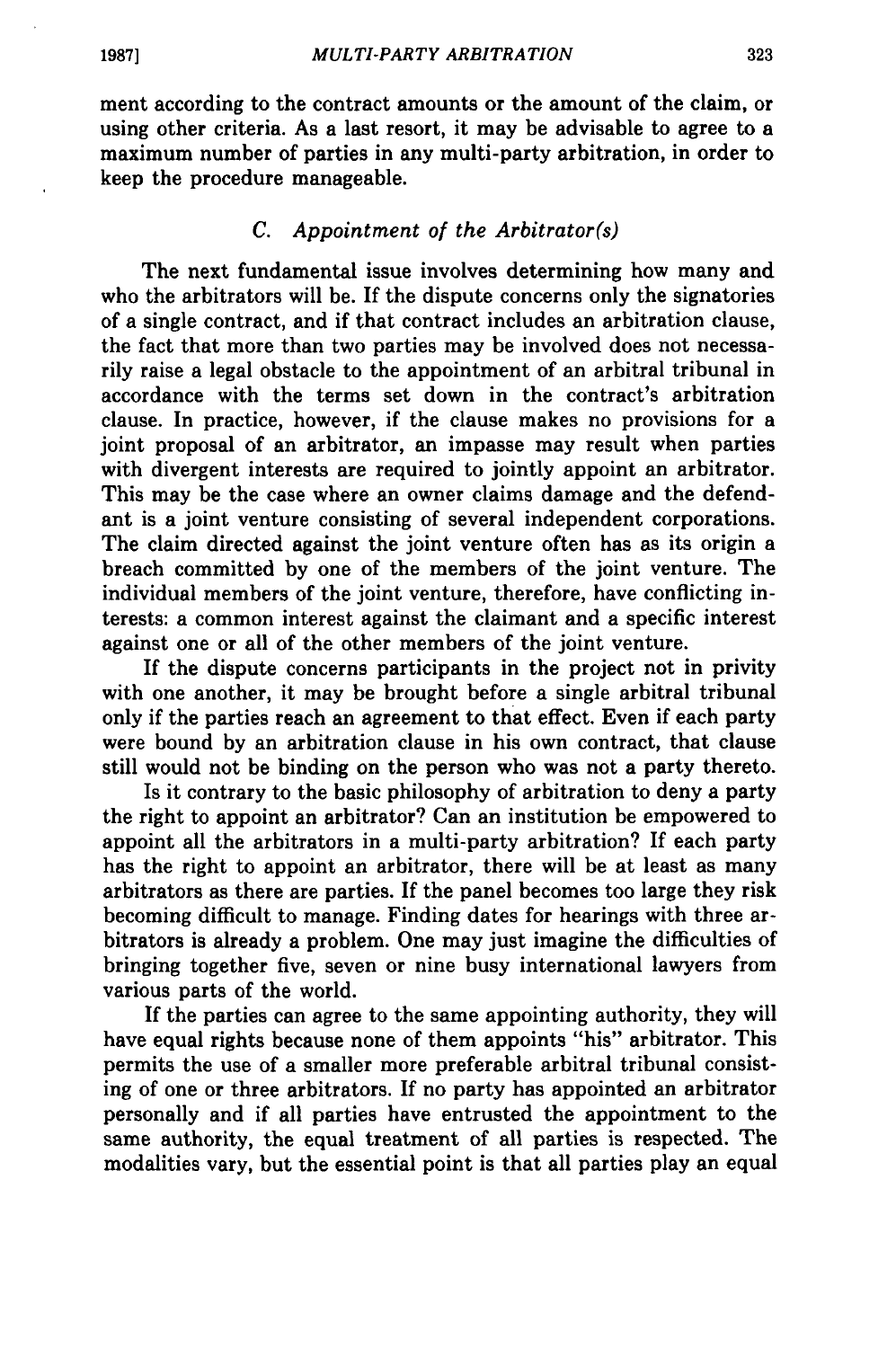ment according to the contract amounts or the amount of the claim, or using other criteria. As a last resort, it may be advisable to agree to a maximum number of parties in any multi-party arbitration, in order to keep the procedure manageable.

### *C. Appointment of the Arbitrator(s)*

The next fundamental issue involves determining how many and who the arbitrators will be. If the dispute concerns only the signatories of a single contract, and if that contract includes an arbitration clause, the fact that more than two parties may be involved does not necessarily raise a legal obstacle to the appointment of an arbitral tribunal in accordance with the terms set down in the contract's arbitration clause. In practice, however, if the clause makes no provisions for a joint proposal of an arbitrator, an impasse may result when parties with divergent interests are required to jointly appoint an arbitrator. This may be the case where an owner claims damage and the defendant is a joint venture consisting of several independent corporations. The claim directed against the joint venture often has as its origin a breach committed by one of the members of the joint venture. The individual members of the joint venture, therefore, have conflicting interests: a common interest against the claimant and a specific interest against one or all of the other members of the joint venture.

If the dispute concerns participants in the project not in privity with one another, it may be brought before a single arbitral tribunal only if the parties reach an agreement to that effect. Even if each party were bound by an arbitration clause in his own contract, that clause still would not be binding on the person who was not a party thereto.

Is it contrary to the basic philosophy of arbitration to deny a party the right to appoint an arbitrator? Can an institution be empowered to appoint all the arbitrators in a multi-party arbitration? If each party has the right to appoint an arbitrator, there will be at least as many arbitrators as there are parties. If the panel becomes too large they risk becoming difficult to manage. Finding dates for hearings with three arbitrators is already a problem. One may just imagine the difficulties of bringing together five, seven or nine busy international lawyers from various parts of the world.

If the parties can agree to the same appointing authority, they will have equal rights because none of them appoints "his" arbitrator. This permits the use of a smaller more preferable arbitral tribunal consisting of one or three arbitrators. If no party has appointed an arbitrator personally and if all parties have entrusted the appointment to the same authority, the equal treatment of all parties is respected. The modalities vary, but the essential point is that all parties play an equal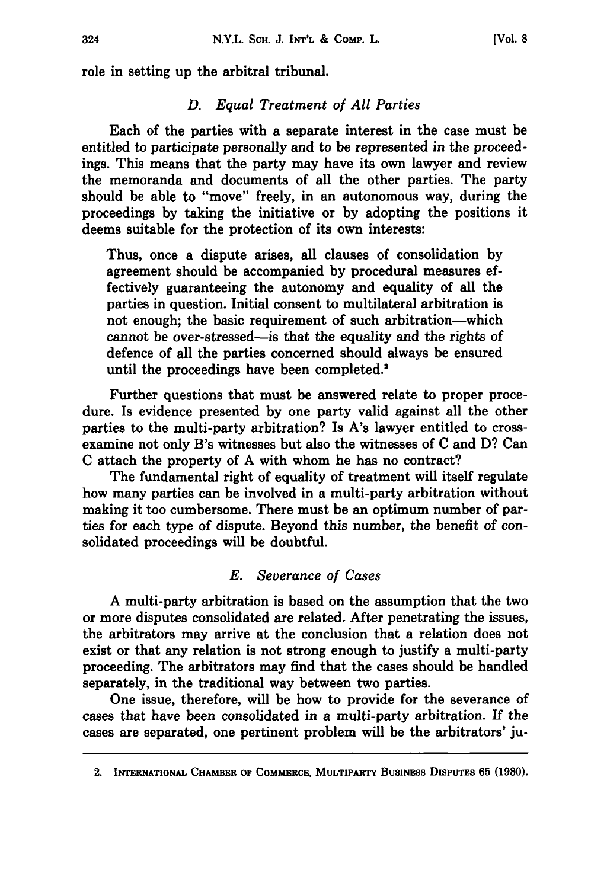role in setting up the arbitral tribunal.

### *D. Equal Treatment of All Parties*

Each of the parties with a separate interest in the case must be entitled to participate personally and to be represented in the proceedings. This means that the party may have its own lawyer and review the memoranda and documents of all the other parties. The party should be able to "move" freely, in an autonomous way, during the proceedings by taking the initiative or by adopting the positions it deems suitable for the protection of its own interests:

> Thus, once a dispute arises, all clauses of consolidation by agreement should be accompanied by procedural measures effectively guaranteeing the autonomy and equality of all the parties in question. Initial consent to multilateral arbitration is not enough; the basic requirement of such arbitration—which cannot be over-stressed—is that the equality and the rights of defence of all the parties concerned should always be ensured until the proceedings have been completed.[2]

Further questions that must be answered relate to proper procedure. Is evidence presented by one party valid against all the other parties to the multi-party arbitration? Is A's lawyer entitled to cross-examine not only B's witnesses but also the witnesses of C and D? Can C attach the property of A with whom he has no contract?

The fundamental right of equality of treatment will itself regulate how many parties can be involved in a multi-party arbitration without making it too cumbersome. There must be an optimum number of parties for each type of dispute. Beyond this number, the benefit of consolidated proceedings will be doubtful.

### *E. Severance of Cases*

A multi-party arbitration is based on the assumption that the two or more disputes consolidated are related. After penetrating the issues, the arbitrators may arrive at the conclusion that a relation does not exist or that any relation is not strong enough to justify a multi-party proceeding. The arbitrators may find that the cases should be handled separately, in the traditional way between two parties.

One issue, therefore, will be how to provide for the severance of cases that have been consolidated in a multi-party arbitration. If the cases are separated, one pertinent problem will be the arbitrators' ju-

---

2. INTERNATIONAL CHAMBER OF COMMERCE, MULTIPARTY BUSINESS DISPUTES 65 (1980).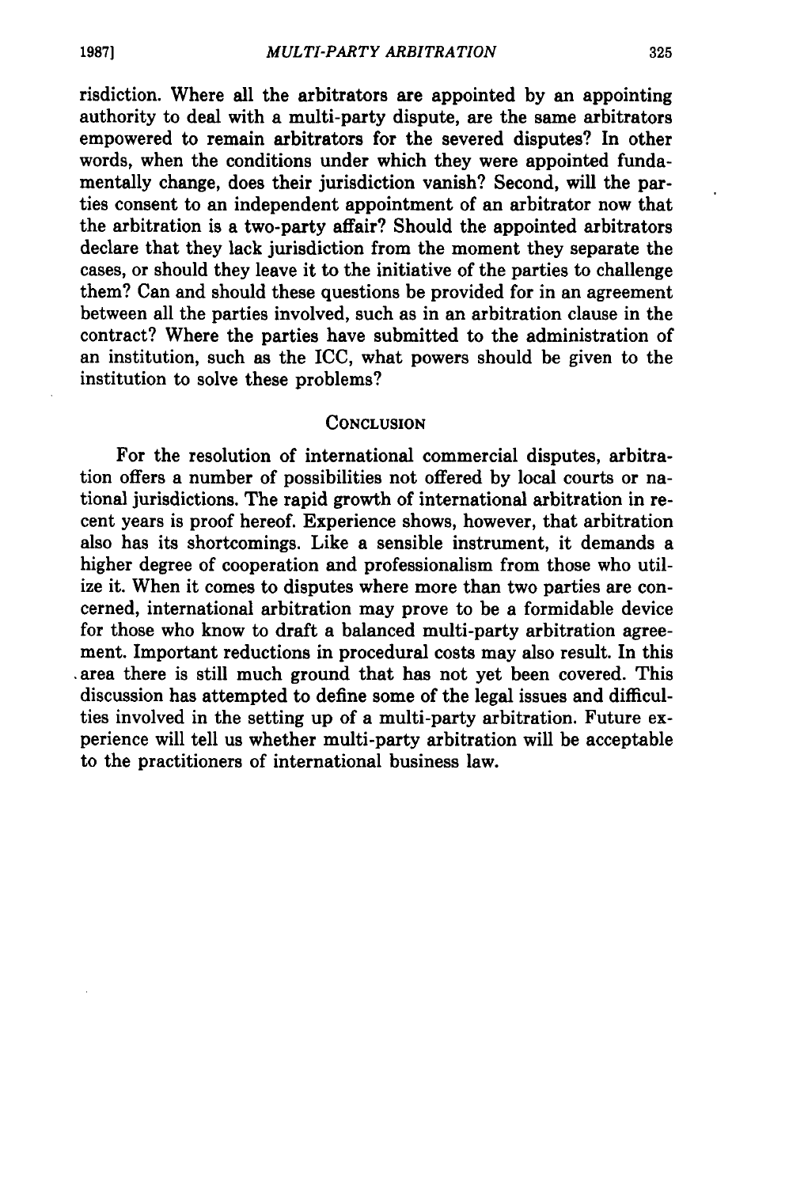risdiction. Where all the arbitrators are appointed by an appointing authority to deal with a multi-party dispute, are the same arbitrators empowered to remain arbitrators for the severed disputes? In other words, when the conditions under which they were appointed fundamentally change, does their jurisdiction vanish? Second, will the parties consent to an independent appointment of an arbitrator now that the arbitration is a two-party affair? Should the appointed arbitrators declare that they lack jurisdiction from the moment they separate the cases, or should they leave it to the initiative of the parties to challenge them? Can and should these questions be provided for in an agreement between all the parties involved, such as in an arbitration clause in the contract? Where the parties have submitted to the administration of an institution, such as the ICC, what powers should be given to the institution to solve these problems?

## CONCLUSION

For the resolution of international commercial disputes, arbitration offers a number of possibilities not offered by local courts or national jurisdictions. The rapid growth of international arbitration in recent years is proof hereof. Experience shows, however, that arbitration also has its shortcomings. Like a sensible instrument, it demands a higher degree of cooperation and professionalism from those who utilize it. When it comes to disputes where more than two parties are concerned, international arbitration may prove to be a formidable device for those who know to draft a balanced multi-party arbitration agreement. Important reductions in procedural costs may also result. In this area there is still much ground that has not yet been covered. This discussion has attempted to define some of the legal issues and difficulties involved in the setting up of a multi-party arbitration. Future experience will tell us whether multi-party arbitration will be acceptable to the practitioners of international business law.